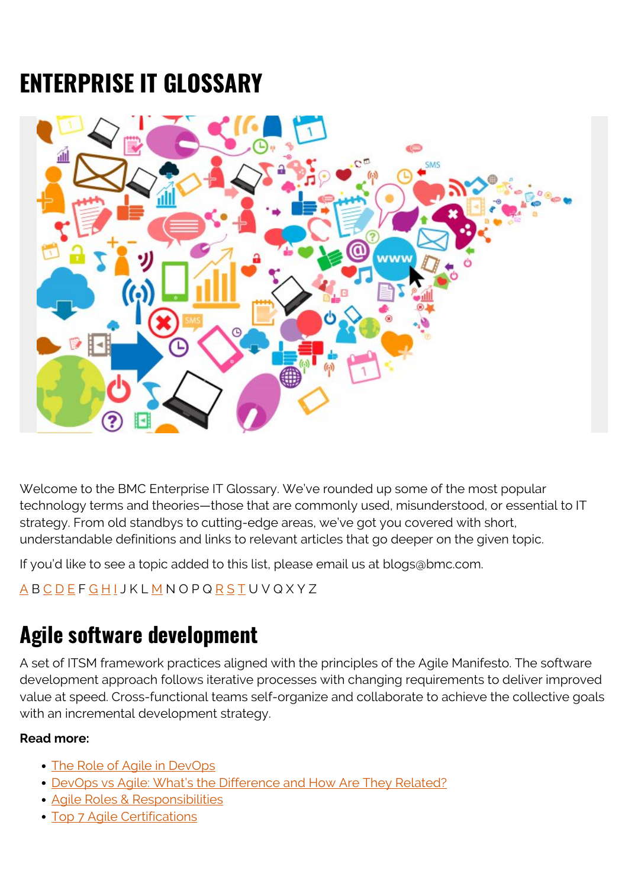# ENTERPRISE IT GLOSSARY

Welcome to the BMC Enterprise IT Glossary. We've rounded up some of the most popular technology terms and theories—those that are commonly used, misunderstood, or essential to IT strategy. From old standbys to cutting-edge areas, we've got you covered with short, understandable definitions and links to relevant articles that go deeper on the given topic.

If you'd like to see a topic added to this list, please email us at blogs@bmc.com.

A B C D E F G H I J K L M N O P Q R S T U V Q X Y Z

## Agile software development

A set of ITSM framework practices aligned with the principles of the Agile Manifesto. The software development approach follows iterative processes with changing requirements to deliver improved value at speed. Cross-functional teams self-organize and collaborate to achieve the collective goals with an incremental development strategy.

**Read more:**

- The Role of Agile in DevOps
- DevOps vs Agile: What's the Difference and How Are They Related?
- Agile Roles & Responsibilities
- Top 7 Agile Certifications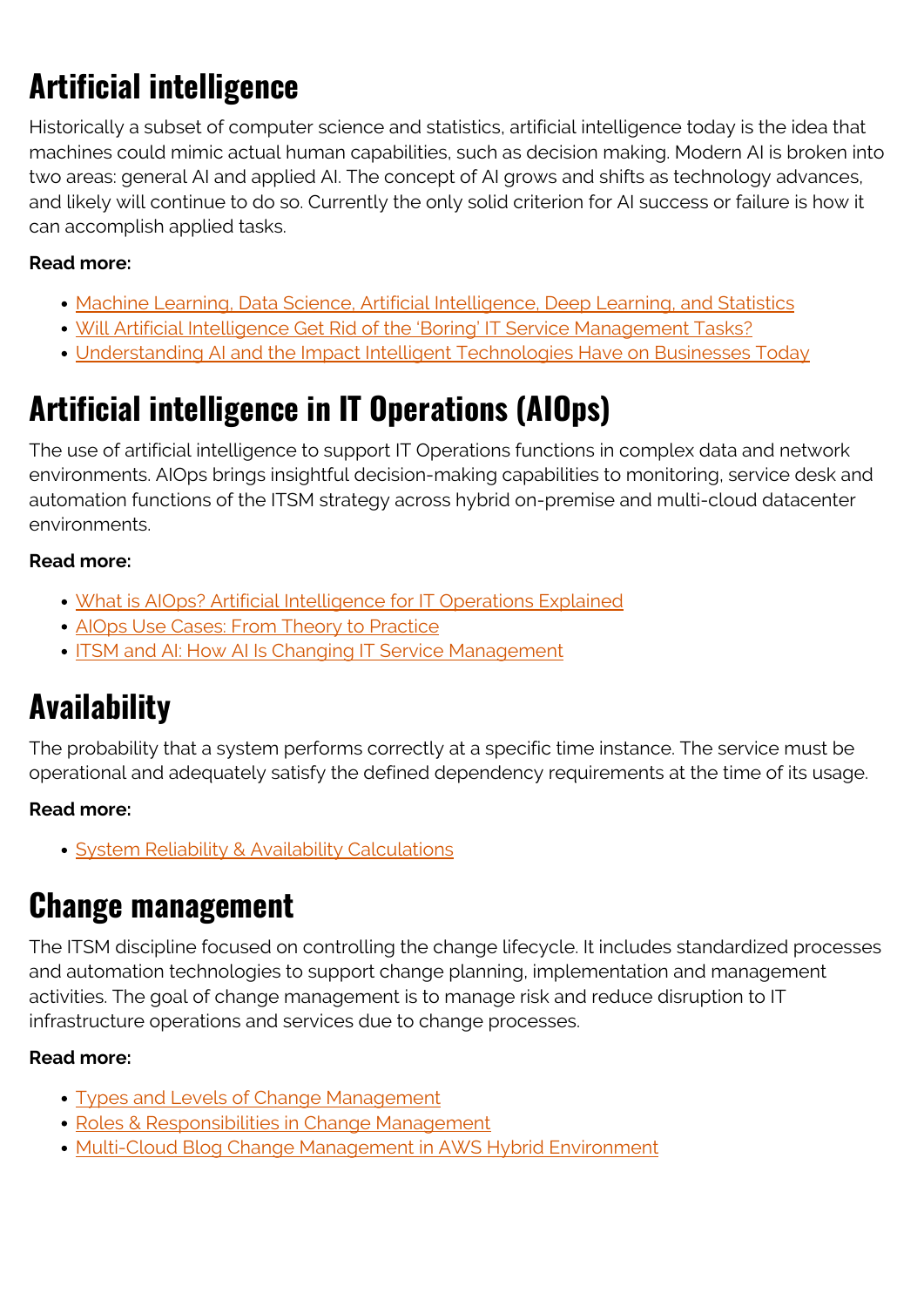## Artificial intelligence

Historically a subset of computer science and statistics, artificial intelligence today is the idea that machines could mimic actual human capabilities, such as decision making. Modern AI is broken into two areas: general AI and applied AI. The concept of AI grows and shifts as technology advances, and likely will continue to do so. Currently the only solid criterion for AI success or failure is how it can accomplish applied tasks.

**Read more:**

- Machine Learning, Data Science, Artificial Intelligence, Deep Learning, and Statistics
- Will Artificial Intelligence Get Rid of the 'Boring' IT Service Management Tasks?
- Understanding AI and the Impact Intelligent Technologies Have on Businesses Today

## Artificial intelligence in IT Operations (AIOps)

The use of artificial intelligence to support IT Operations functions in complex data and network environments. AIOps brings insightful decision-making capabilities to monitoring, service desk and automation functions of the ITSM strategy across hybrid on-premise and multi-cloud datacenter environments.

**Read more:**

- What is AIOps? Artificial Intelligence for IT Operations Explained
- AIOps Use Cases: From Theory to Practice
- ITSM and AI: How AI Is Changing IT Service Management

## Availability

The probability that a system performs correctly at a specific time instance. The service must be operational and adequately satisfy the defined dependency requirements at the time of its usage.

**Read more:**

- System Reliability & Availability Calculations

## Change management

The ITSM discipline focused on controlling the change lifecycle. It includes standardized processes and automation technologies to support change planning, implementation and management activities. The goal of change management is to manage risk and reduce disruption to IT infrastructure operations and services due to change processes.

**Read more:**

- Types and Levels of Change Management
- Roles & Responsibilities in Change Management
- Multi-Cloud Blog Change Management in AWS Hybrid Environment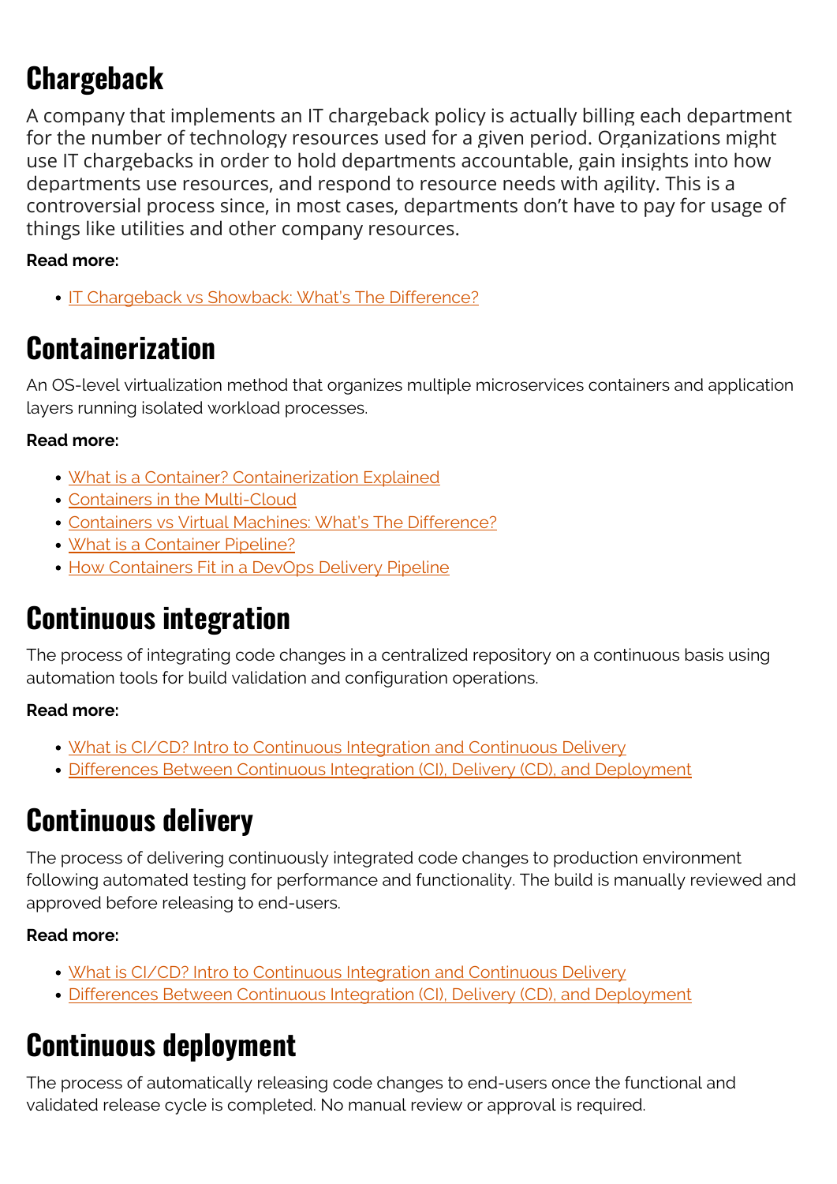# Chargeback

A company that implements an IT chargeback policy is actually billing each department for the number of technology resources used for a given period. Organizations might use IT chargebacks in order to hold departments accountable, gain insights into how departments use resources, and respond to resource needs with agility. This is a controversial process since, in most cases, departments don't have to pay for usage of things like utilities and other company resources.

**Read more:**

- IT Chargeback vs Showback: What's The Difference?

# Containerization

An OS-level virtualization method that organizes multiple microservices containers and application layers running isolated workload processes.

**Read more:**

- What is a Container? Containerization Explained
- Containers in the Multi-Cloud
- Containers vs Virtual Machines: What's The Difference?
- What is a Container Pipeline?
- How Containers Fit in a DevOps Delivery Pipeline

# Continuous integration

The process of integrating code changes in a centralized repository on a continuous basis using automation tools for build validation and configuration operations.

**Read more:**

- What is CI/CD? Intro to Continuous Integration and Continuous Delivery
- Differences Between Continuous Integration (CI), Delivery (CD), and Deployment

# Continuous delivery

The process of delivering continuously integrated code changes to production environment following automated testing for performance and functionality. The build is manually reviewed and approved before releasing to end-users.

**Read more:**

- What is CI/CD? Intro to Continuous Integration and Continuous Delivery
- Differences Between Continuous Integration (CI), Delivery (CD), and Deployment

# Continuous deployment

The process of automatically releasing code changes to end-users once the functional and validated release cycle is completed. No manual review or approval is required.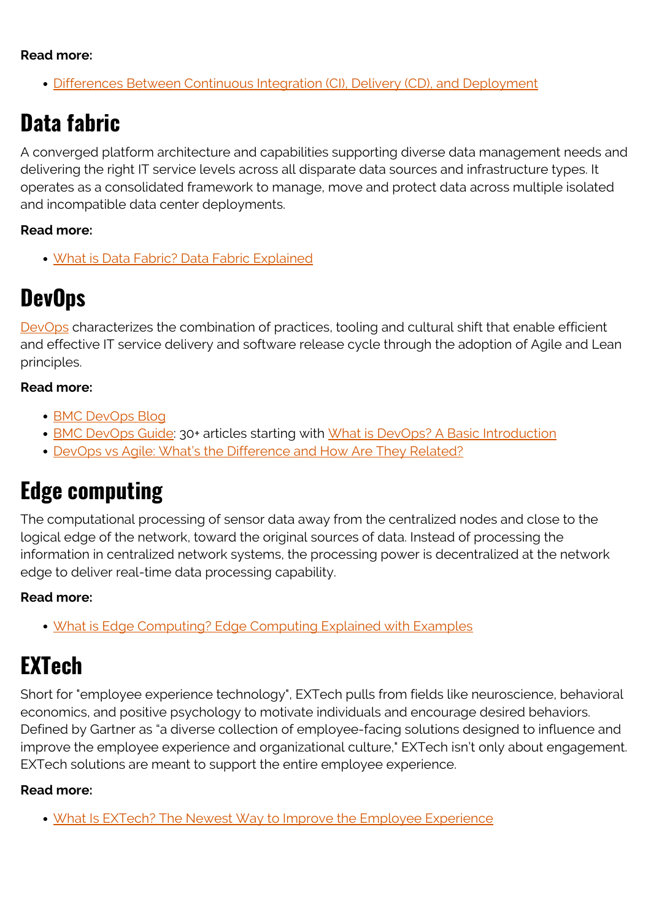**Read more:**

- [Differences Between Continuous Integration (CI), Delivery (CD), and Deployment]()

# Data fabric

A converged platform architecture and capabilities supporting diverse data management needs and delivering the right IT service levels across all disparate data sources and infrastructure types. It operates as a consolidated framework to manage, move and protect data across multiple isolated and incompatible data center deployments.

**Read more:**

- [What is Data Fabric? Data Fabric Explained]()

# DevOps

[DevOps]() characterizes the combination of practices, tooling and cultural shift that enable efficient and effective IT service delivery and software release cycle through the adoption of Agile and Lean principles.

**Read more:**

- [BMC DevOps Blog]()
- [BMC DevOps Guide](): 30+ articles starting with [What is DevOps? A Basic Introduction]()
- [DevOps vs Agile: What's the Difference and How Are They Related?]()

# Edge computing

The computational processing of sensor data away from the centralized nodes and close to the logical edge of the network, toward the original sources of data. Instead of processing the information in centralized network systems, the processing power is decentralized at the network edge to deliver real-time data processing capability.

**Read more:**

- [What is Edge Computing? Edge Computing Explained with Examples]()

# EXTech

Short for "employee experience technology", EXTech pulls from fields like neuroscience, behavioral economics, and positive psychology to motivate individuals and encourage desired behaviors. Defined by Gartner as "a diverse collection of employee-facing solutions designed to influence and improve the employee experience and organizational culture," EXTech isn't only about engagement. EXTech solutions are meant to support the entire employee experience.

**Read more:**

- [What Is EXTech? The Newest Way to Improve the Employee Experience]()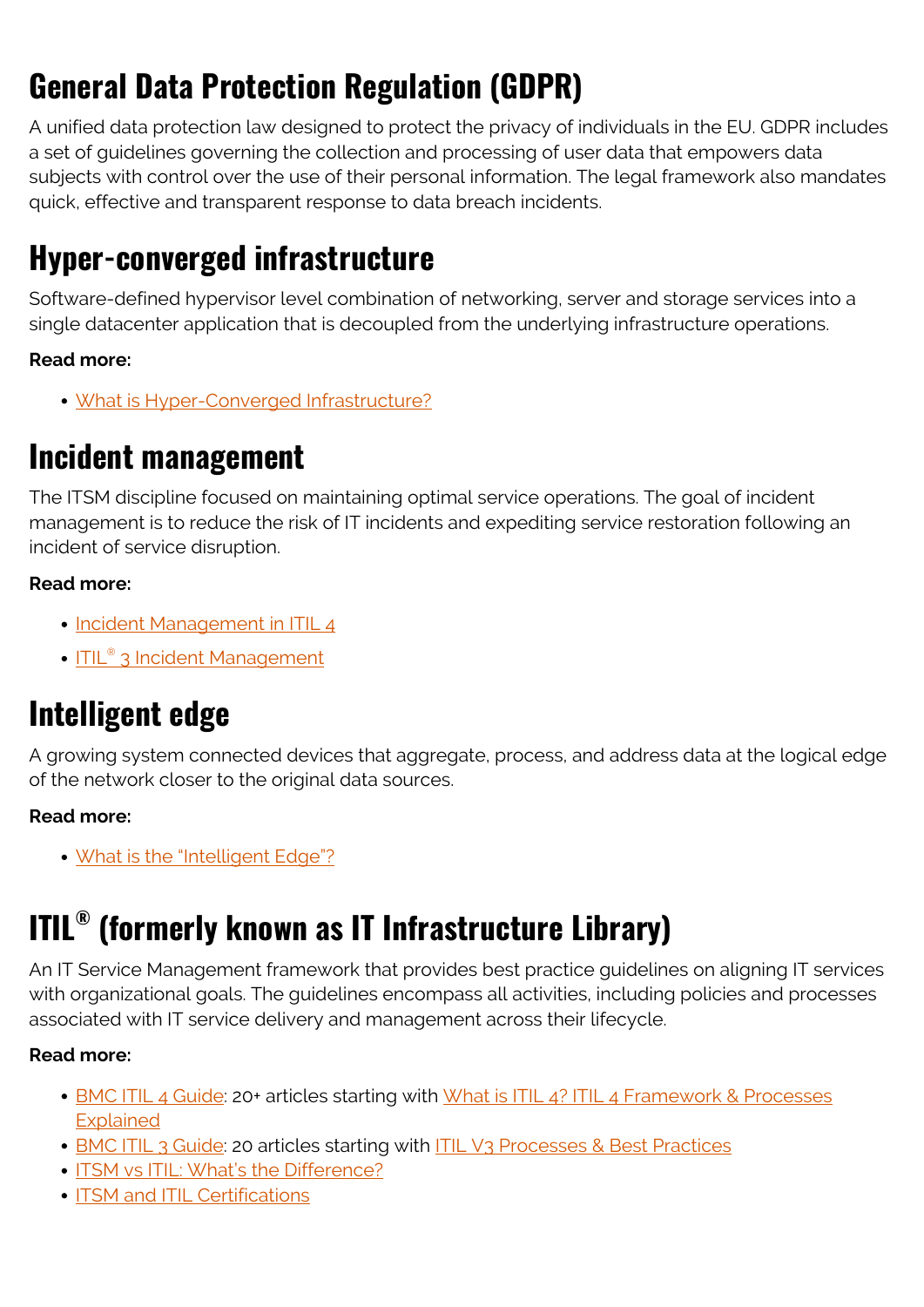## General Data Protection Regulation (GDPR)

A unified data protection law designed to protect the privacy of individuals in the EU. GDPR includes a set of guidelines governing the collection and processing of user data that empowers data subjects with control over the use of their personal information. The legal framework also mandates quick, effective and transparent response to data breach incidents.

## Hyper-converged infrastructure

Software-defined hypervisor level combination of networking, server and storage services into a single datacenter application that is decoupled from the underlying infrastructure operations.

**Read more:**

- What is Hyper-Converged Infrastructure?

## Incident management

The ITSM discipline focused on maintaining optimal service operations. The goal of incident management is to reduce the risk of IT incidents and expediting service restoration following an incident of service disruption.

**Read more:**

- Incident Management in ITIL 4
- ITIL® 3 Incident Management

## Intelligent edge

A growing system connected devices that aggregate, process, and address data at the logical edge of the network closer to the original data sources.

**Read more:**

- What is the "Intelligent Edge"?

## ITIL® (formerly known as IT Infrastructure Library)

An IT Service Management framework that provides best practice guidelines on aligning IT services with organizational goals. The guidelines encompass all activities, including policies and processes associated with IT service delivery and management across their lifecycle.

**Read more:**

- BMC ITIL 4 Guide: 20+ articles starting with What is ITIL 4? ITIL 4 Framework & Processes Explained
- BMC ITIL 3 Guide: 20 articles starting with ITIL V3 Processes & Best Practices
- ITSM vs ITIL: What's the Difference?
- ITSM and ITIL Certifications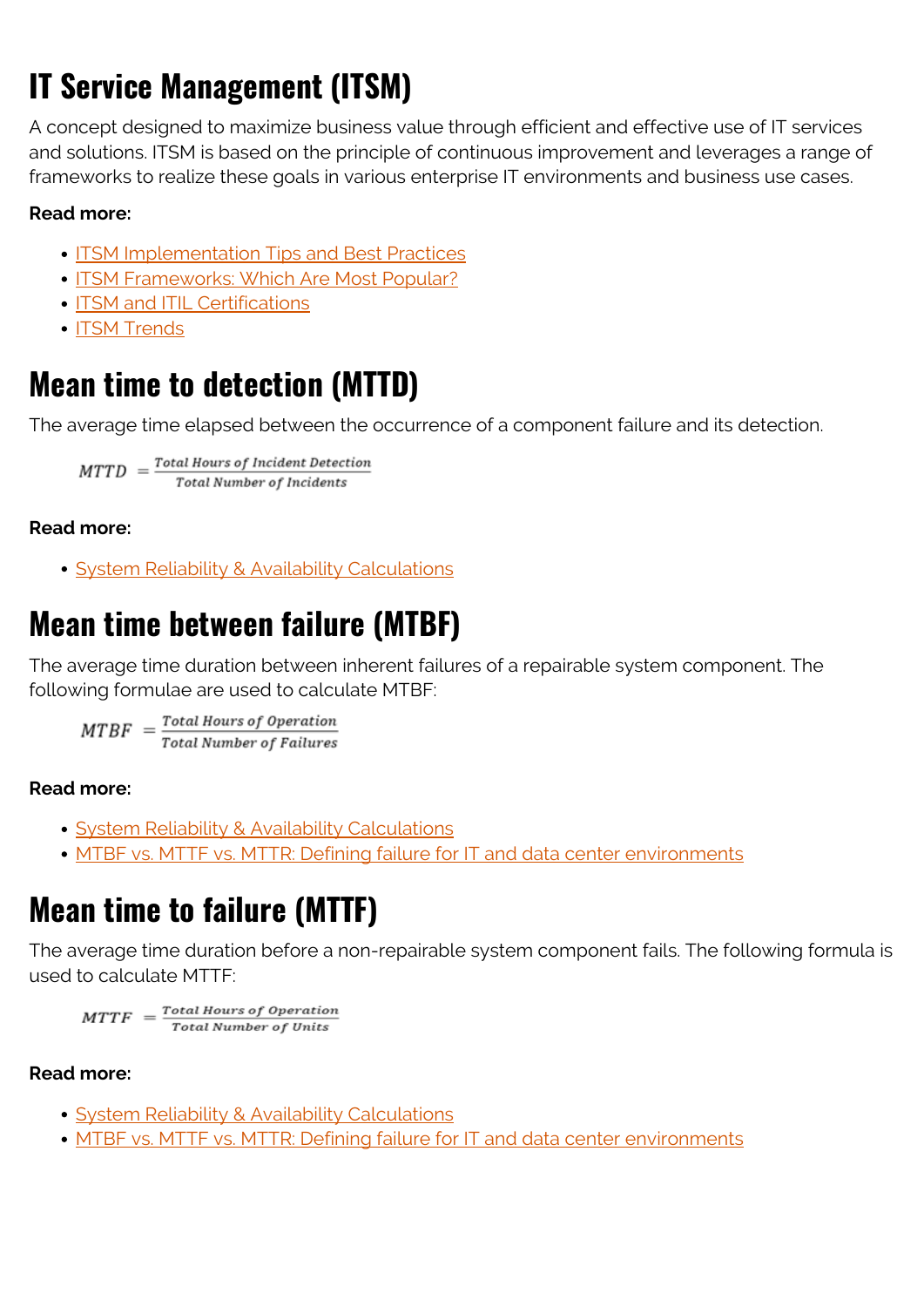# IT Service Management (ITSM)

A concept designed to maximize business value through efficient and effective use of IT services and solutions. ITSM is based on the principle of continuous improvement and leverages a range of frameworks to realize these goals in various enterprise IT environments and business use cases.

**Read more:**

- ITSM Implementation Tips and Best Practices
- ITSM Frameworks: Which Are Most Popular?
- ITSM and ITIL Certifications
- ITSM Trends

# Mean time to detection (MTTD)

The average time elapsed between the occurrence of a component failure and its detection.

$$MTTD = \frac{\textit{Total Hours of Incident Detection}}{\textit{Total Number of Incidents}}$$

**Read more:**

- System Reliability & Availability Calculations

# Mean time between failure (MTBF)

The average time duration between inherent failures of a repairable system component. The following formulae are used to calculate MTBF:

$$MTBF = \frac{\textit{Total Hours of Operation}}{\textit{Total Number of Failures}}$$

**Read more:**

- System Reliability & Availability Calculations
- MTBF vs. MTTF vs. MTTR: Defining failure for IT and data center environments

# Mean time to failure (MTTF)

The average time duration before a non-repairable system component fails. The following formula is used to calculate MTTF:

$$MTTF = \frac{\textit{Total Hours of Operation}}{\textit{Total Number of Units}}$$

**Read more:**

- System Reliability & Availability Calculations
- MTBF vs. MTTF vs. MTTR: Defining failure for IT and data center environments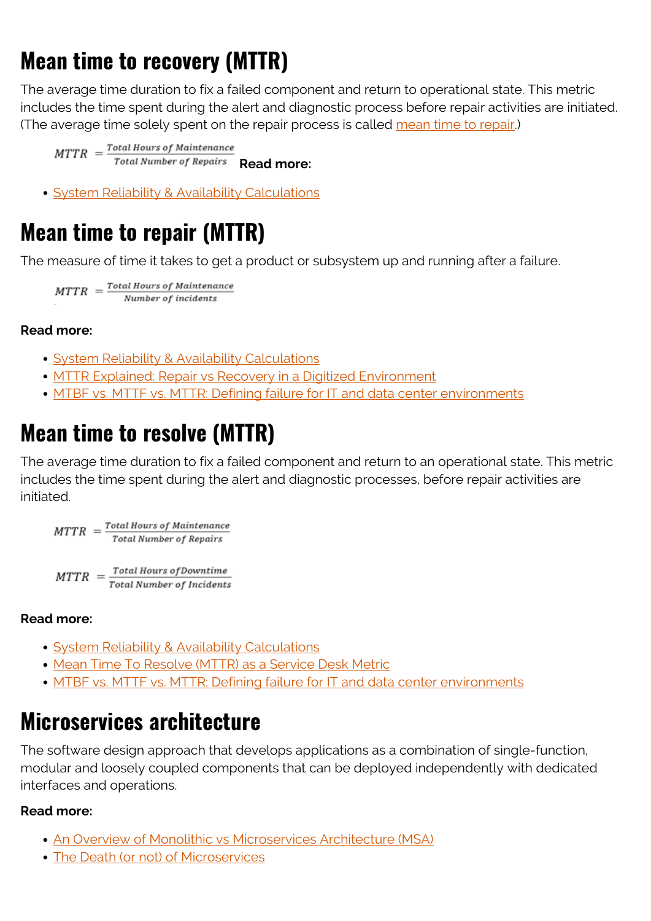# Mean time to recovery (MTTR)

The average time duration to fix a failed component and return to operational state. This metric includes the time spent during the alert and diagnostic process before repair activities are initiated. (The average time solely spent on the repair process is called mean time to repair.)

$$MTTR = \frac{Total\ Hours\ of\ Maintenance}{Total\ Number\ of\ Repairs}$$

**Read more:**

- System Reliability & Availability Calculations

# Mean time to repair (MTTR)

The measure of time it takes to get a product or subsystem up and running after a failure.

$$MTTR = \frac{Total\ Hours\ of\ Maintenance}{Number\ of\ incidents}$$

**Read more:**

- System Reliability & Availability Calculations
- MTTR Explained: Repair vs Recovery in a Digitized Environment
- MTBF vs. MTTF vs. MTTR: Defining failure for IT and data center environments

# Mean time to resolve (MTTR)

The average time duration to fix a failed component and return to an operational state. This metric includes the time spent during the alert and diagnostic processes, before repair activities are initiated.

$$MTTR = \frac{Total\ Hours\ of\ Maintenance}{Total\ Number\ of\ Repairs}$$

$$MTTR = \frac{Total\ Hours\ of Downtime}{Total\ Number\ of\ Incidents}$$

**Read more:**

- System Reliability & Availability Calculations
- Mean Time To Resolve (MTTR) as a Service Desk Metric
- MTBF vs. MTTF vs. MTTR: Defining failure for IT and data center environments

# Microservices architecture

The software design approach that develops applications as a combination of single-function, modular and loosely coupled components that can be deployed independently with dedicated interfaces and operations.

**Read more:**

- An Overview of Monolithic vs Microservices Architecture (MSA)
- The Death (or not) of Microservices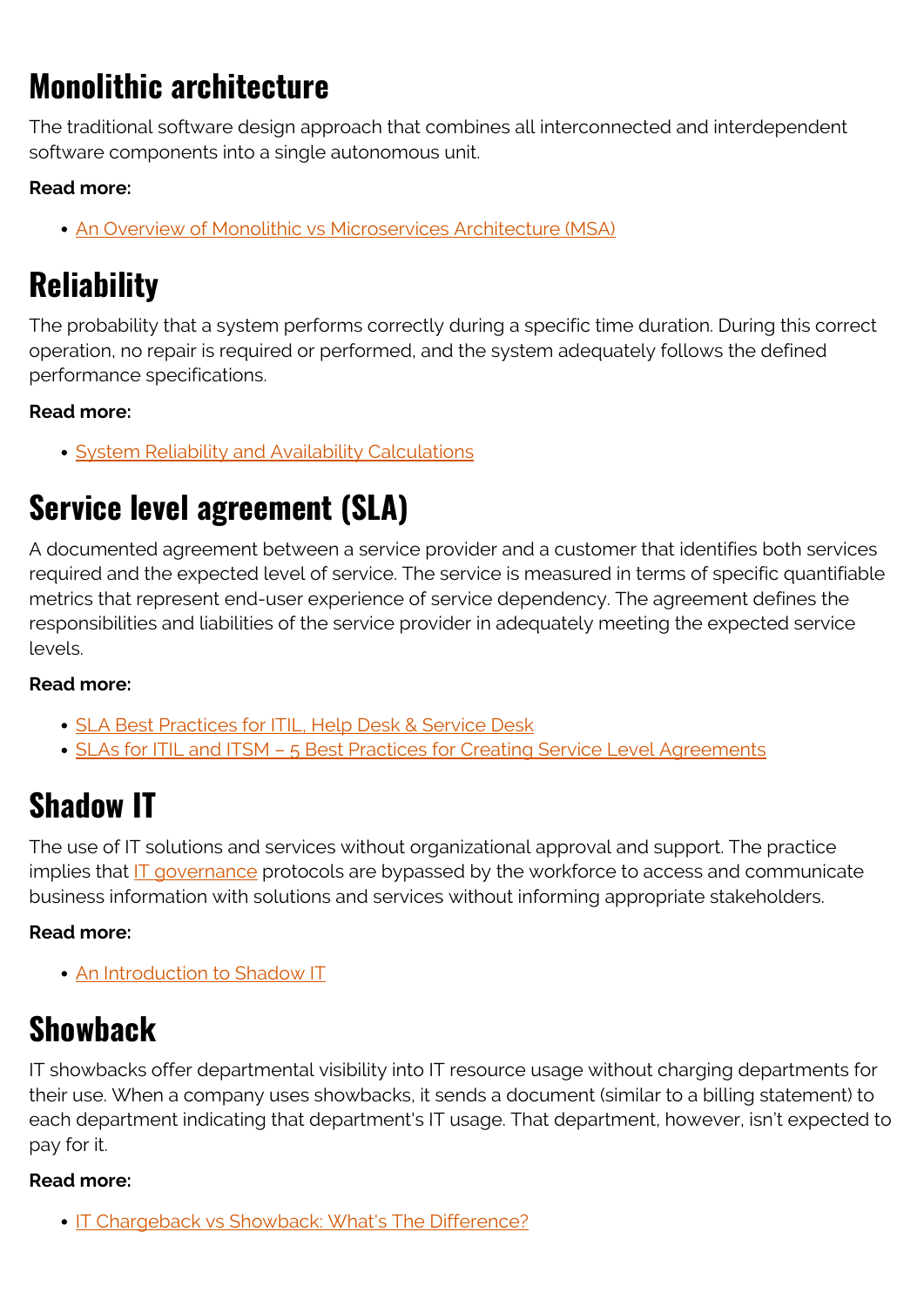## Monolithic architecture

The traditional software design approach that combines all interconnected and interdependent software components into a single autonomous unit.

**Read more:**

- An Overview of Monolithic vs Microservices Architecture (MSA)

## Reliability

The probability that a system performs correctly during a specific time duration. During this correct operation, no repair is required or performed, and the system adequately follows the defined performance specifications.

**Read more:**

- System Reliability and Availability Calculations

## Service level agreement (SLA)

A documented agreement between a service provider and a customer that identifies both services required and the expected level of service. The service is measured in terms of specific quantifiable metrics that represent end-user experience of service dependency. The agreement defines the responsibilities and liabilities of the service provider in adequately meeting the expected service levels.

**Read more:**

- SLA Best Practices for ITIL, Help Desk & Service Desk
- SLAs for ITIL and ITSM – 5 Best Practices for Creating Service Level Agreements

## Shadow IT

The use of IT solutions and services without organizational approval and support. The practice implies that IT governance protocols are bypassed by the workforce to access and communicate business information with solutions and services without informing appropriate stakeholders.

**Read more:**

- An Introduction to Shadow IT

## Showback

IT showbacks offer departmental visibility into IT resource usage without charging departments for their use. When a company uses showbacks, it sends a document (similar to a billing statement) to each department indicating that department's IT usage. That department, however, isn't expected to pay for it.

**Read more:**

- IT Chargeback vs Showback: What's The Difference?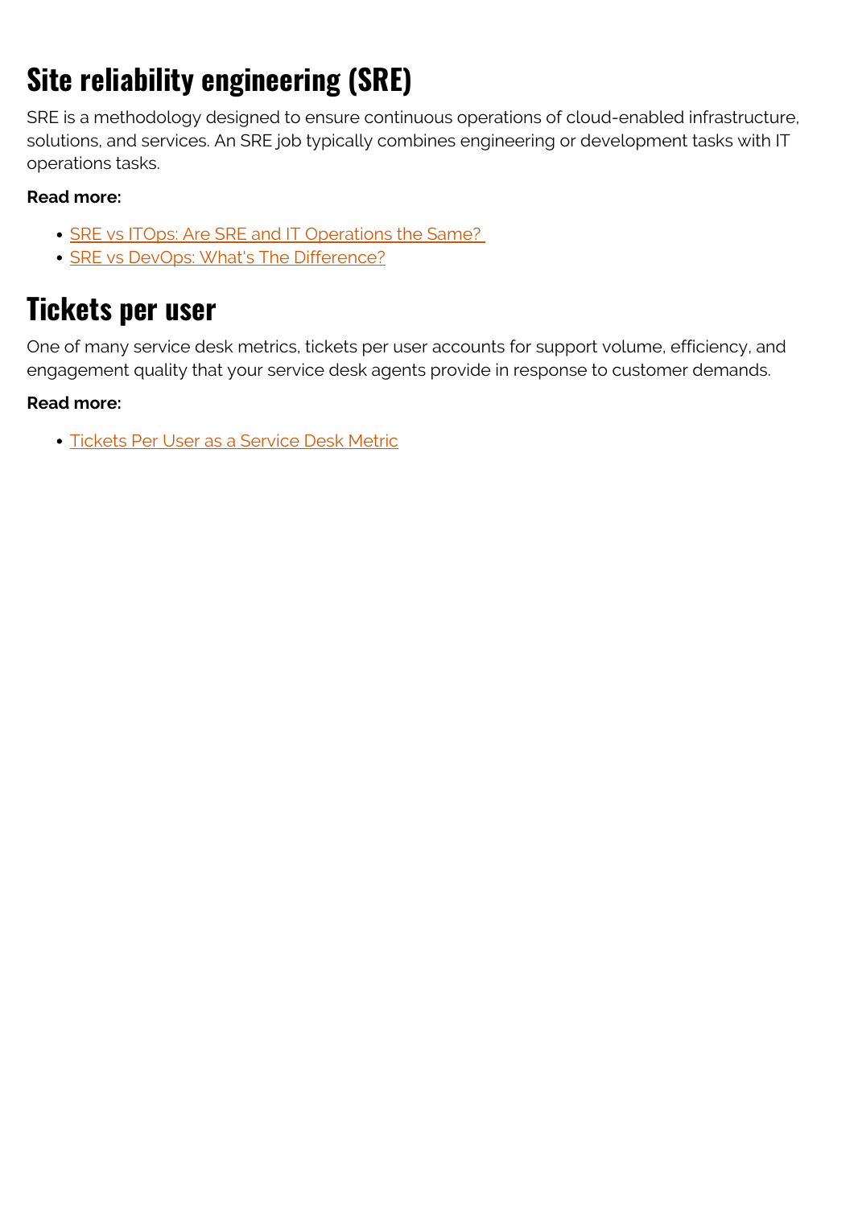## Site reliability engineering (SRE)

SRE is a methodology designed to ensure continuous operations of cloud-enabled infrastructure, solutions, and services. An SRE job typically combines engineering or development tasks with IT operations tasks.

**Read more:**

- SRE vs ITOps: Are SRE and IT Operations the Same?
- SRE vs DevOps: What's The Difference?

## Tickets per user

One of many service desk metrics, tickets per user accounts for support volume, efficiency, and engagement quality that your service desk agents provide in response to customer demands.

**Read more:**

- Tickets Per User as a Service Desk Metric